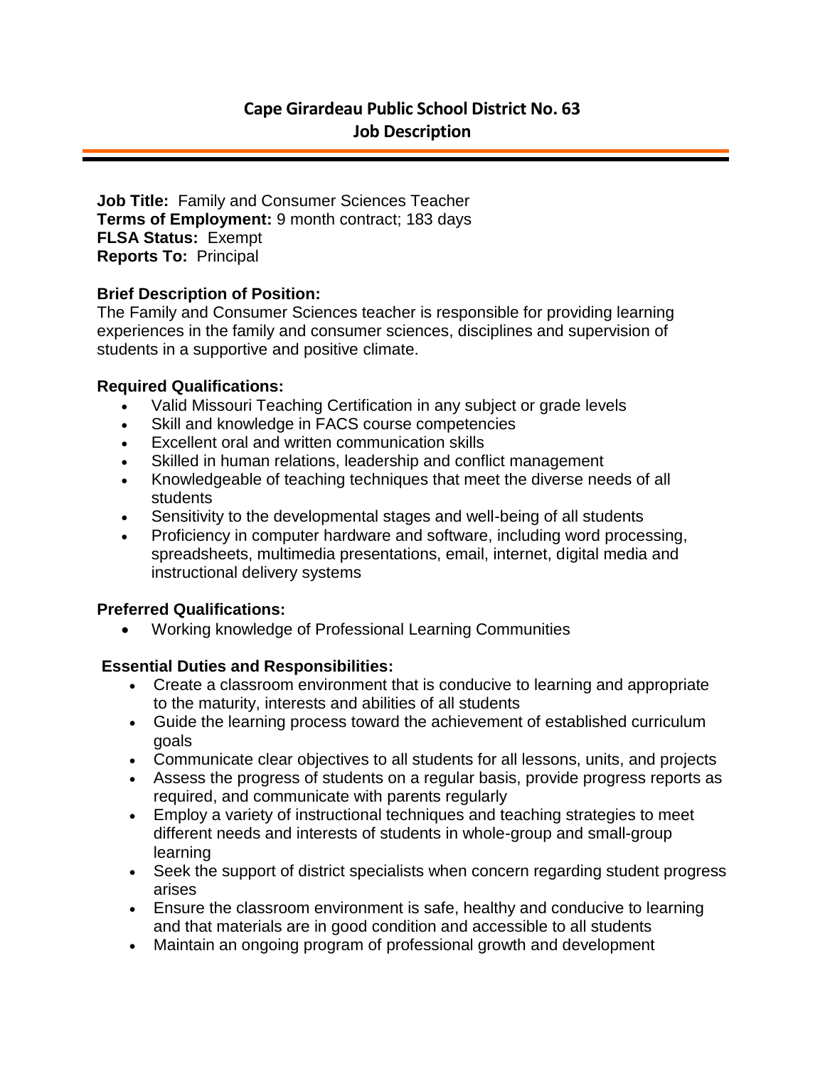# Cape Girardeau Public School District No. 63
## Job Description

---

**Job Title:** Family and Consumer Sciences Teacher
**Terms of Employment:** 9 month contract; 183 days
**FLSA Status:** Exempt
**Reports To:** Principal

**Brief Description of Position:**
The Family and Consumer Sciences teacher is responsible for providing learning experiences in the family and consumer sciences, disciplines and supervision of students in a supportive and positive climate.

**Required Qualifications:**

- Valid Missouri Teaching Certification in any subject or grade levels
- Skill and knowledge in FACS course competencies
- Excellent oral and written communication skills
- Skilled in human relations, leadership and conflict management
- Knowledgeable of teaching techniques that meet the diverse needs of all students
- Sensitivity to the developmental stages and well-being of all students
- Proficiency in computer hardware and software, including word processing, spreadsheets, multimedia presentations, email, internet, digital media and instructional delivery systems

**Preferred Qualifications:**

- Working knowledge of Professional Learning Communities

**Essential Duties and Responsibilities:**

- Create a classroom environment that is conducive to learning and appropriate to the maturity, interests and abilities of all students
- Guide the learning process toward the achievement of established curriculum goals
- Communicate clear objectives to all students for all lessons, units, and projects
- Assess the progress of students on a regular basis, provide progress reports as required, and communicate with parents regularly
- Employ a variety of instructional techniques and teaching strategies to meet different needs and interests of students in whole-group and small-group learning
- Seek the support of district specialists when concern regarding student progress arises
- Ensure the classroom environment is safe, healthy and conducive to learning and that materials are in good condition and accessible to all students
- Maintain an ongoing program of professional growth and development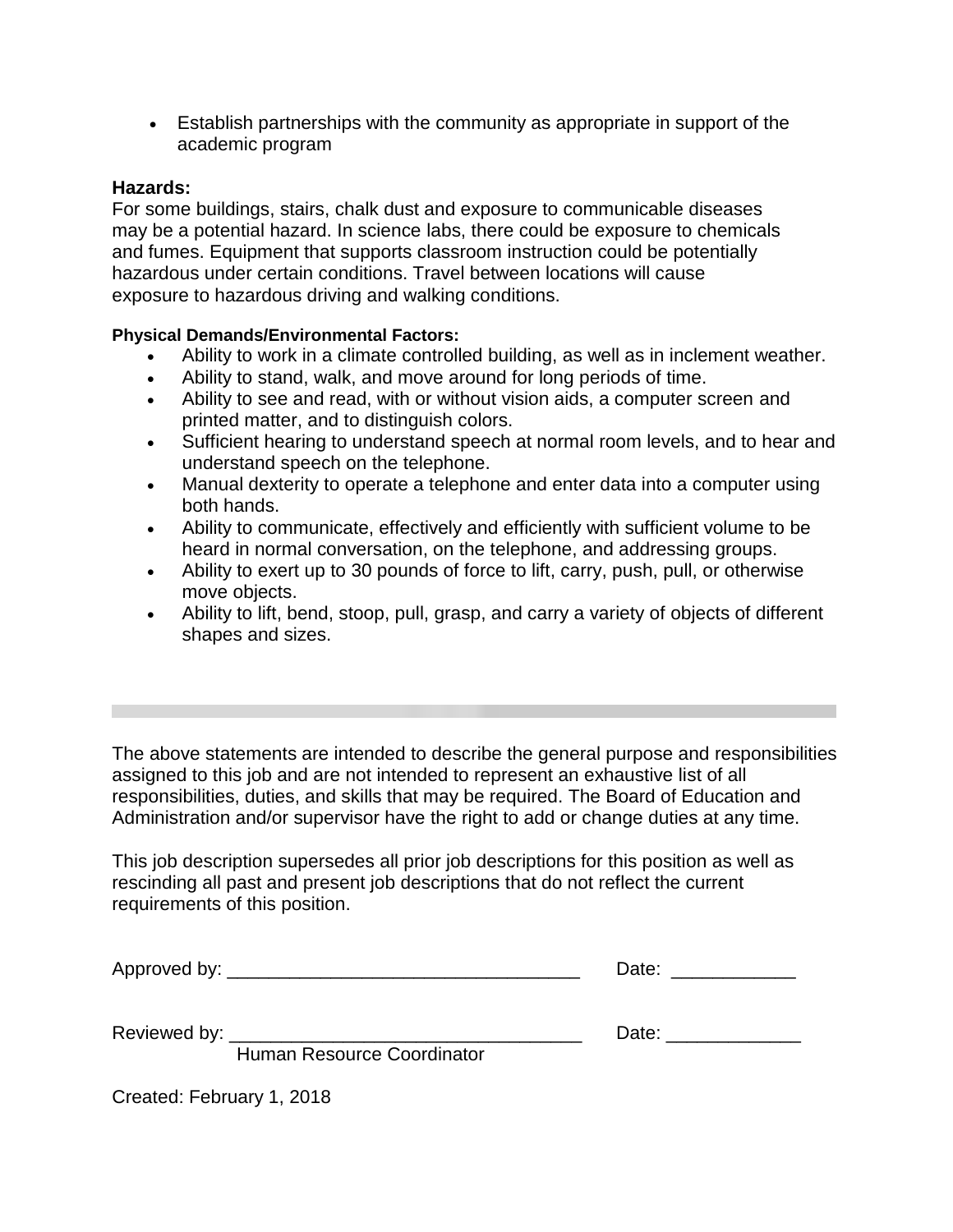- Establish partnerships with the community as appropriate in support of the academic program

**Hazards:**
For some buildings, stairs, chalk dust and exposure to communicable diseases may be a potential hazard. In science labs, there could be exposure to chemicals and fumes. Equipment that supports classroom instruction could be potentially hazardous under certain conditions. Travel between locations will cause exposure to hazardous driving and walking conditions.

**Physical Demands/Environmental Factors:**

- Ability to work in a climate controlled building, as well as in inclement weather.
- Ability to stand, walk, and move around for long periods of time.
- Ability to see and read, with or without vision aids, a computer screen and printed matter, and to distinguish colors.
- Sufficient hearing to understand speech at normal room levels, and to hear and understand speech on the telephone.
- Manual dexterity to operate a telephone and enter data into a computer using both hands.
- Ability to communicate, effectively and efficiently with sufficient volume to be heard in normal conversation, on the telephone, and addressing groups.
- Ability to exert up to 30 pounds of force to lift, carry, push, pull, or otherwise move objects.
- Ability to lift, bend, stoop, pull, grasp, and carry a variety of objects of different shapes and sizes.

---

The above statements are intended to describe the general purpose and responsibilities assigned to this job and are not intended to represent an exhaustive list of all responsibilities, duties, and skills that may be required. The Board of Education and Administration and/or supervisor have the right to add or change duties at any time.

This job description supersedes all prior job descriptions for this position as well as rescinding all past and present job descriptions that do not reflect the current requirements of this position.

Approved by: ___________________________________ Date: ____________

Reviewed by: ___________________________________ Date: _____________
Human Resource Coordinator

Created: February 1, 2018